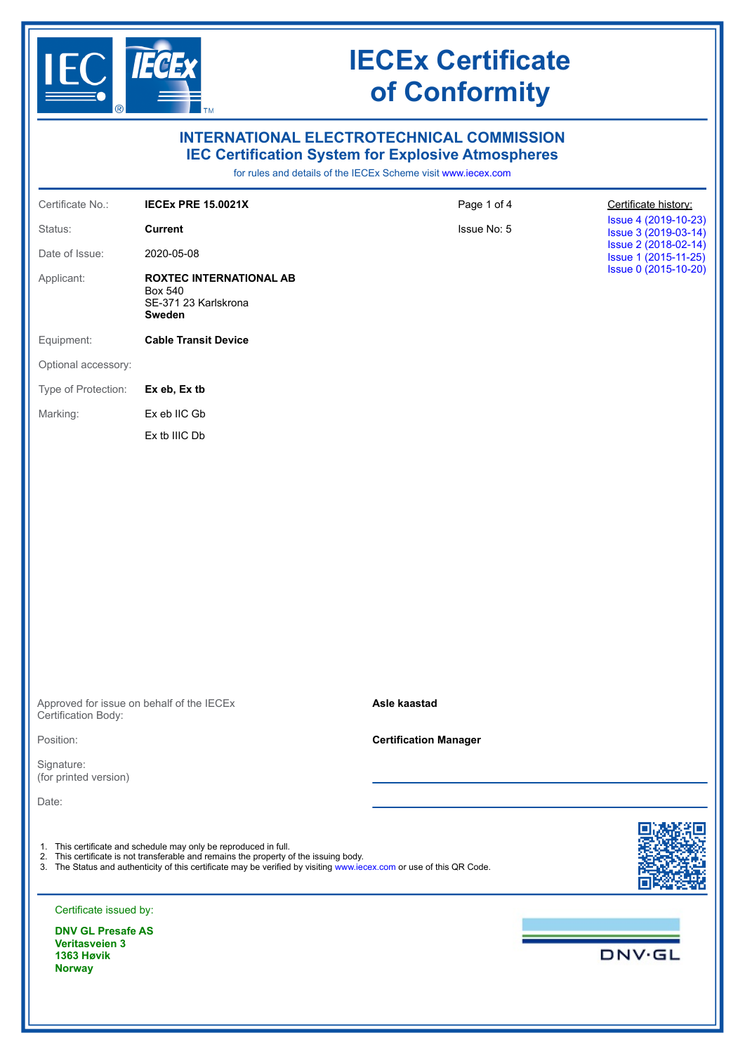# IECEx Certificate of Conformity

## INTERNATIONAL ELECTROTECHNICAL COMMISSION
## IEC Certification System for Explosive Atmospheres

for rules and details of the IECEx Scheme visit www.iecex.com

| | | | |
|---|---|---|---|
| Certificate No.: | **IECEx PRE 15.0021X** | | Certificate history: |
| Status: | **Current** | Issue No: 5 | Issue 4 (2019-10-23)<br>Issue 3 (2019-03-14)<br>Issue 2 (2018-02-14)<br>Issue 1 (2015-11-25)<br>Issue 0 (2015-10-20) |
| Date of Issue: | 2020-05-08 | | |
| Applicant: | **ROXTEC INTERNATIONAL AB**<br>Box 540<br>SE-371 23 Karlskrona<br>**Sweden** | | |
| Equipment: | **Cable Transit Device** | | |
| Optional accessory: | | | |
| Type of Protection: | **Ex eb, Ex tb** | | |
| Marking: | Ex eb IIC Gb<br>Ex tb IIIC Db | | |

Approved for issue on behalf of the IECEx Certification Body: **Asle kaastad**

Position: **Certification Manager**

Signature:
(for printed version)

Date:

1. This certificate and schedule may only be reproduced in full.
2. This certificate is not transferable and remains the property of the issuing body.
3. The Status and authenticity of this certificate may be verified by visiting www.iecex.com or use of this QR Code.

Certificate issued by:

**DNV GL Presafe AS**
**Veritasveien 3**
**1363 Høvik**
**Norway**

DNV·GL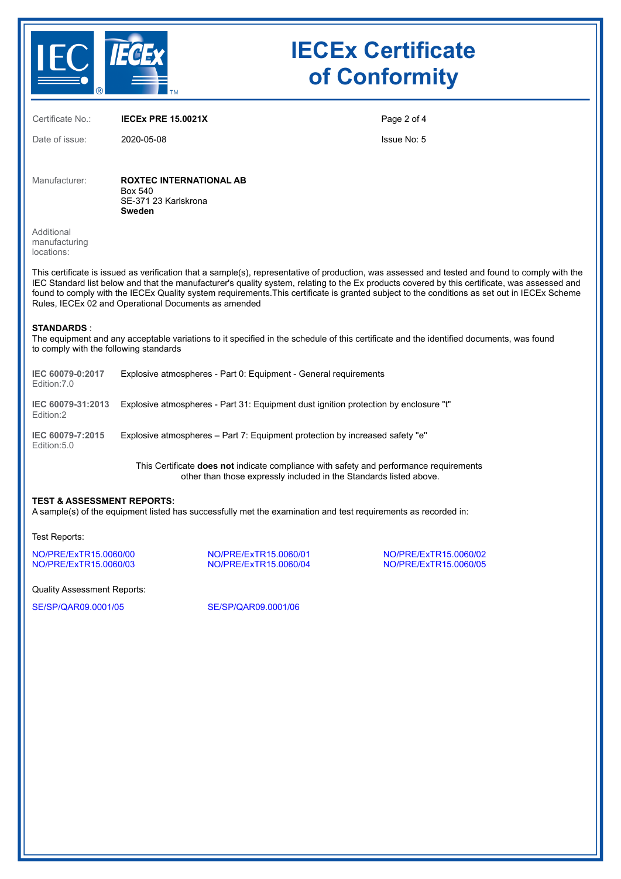# IECEx Certificate of Conformity

| | | |
|---|---|---|
| Certificate No.: | **IECEx PRE 15.0021X** | |
| Date of issue: | 2020-05-08 | Issue No: 5 |

Manufacturer: **ROXTEC INTERNATIONAL AB**
Box 540
SE-371 23 Karlskrona
**Sweden**

Additional manufacturing locations:

This certificate is issued as verification that a sample(s), representative of production, was assessed and tested and found to comply with the IEC Standard list below and that the manufacturer's quality system, relating to the Ex products covered by this certificate, was assessed and found to comply with the IECEx Quality system requirements.This certificate is granted subject to the conditions as set out in IECEx Scheme Rules, IECEx 02 and Operational Documents as amended

**STANDARDS** :
The equipment and any acceptable variations to it specified in the schedule of this certificate and the identified documents, was found to comply with the following standards

| Standard | Title |
|---|---|
| **IEC 60079-0:2017** Edition:7.0 | Explosive atmospheres - Part 0: Equipment - General requirements |
| **IEC 60079-31:2013** Edition:2 | Explosive atmospheres - Part 31: Equipment dust ignition protection by enclosure "t" |
| **IEC 60079-7:2015** Edition:5.0 | Explosive atmospheres – Part 7: Equipment protection by increased safety "e" |

This Certificate **does not** indicate compliance with safety and performance requirements other than those expressly included in the Standards listed above.

**TEST & ASSESSMENT REPORTS:**
A sample(s) of the equipment listed has successfully met the examination and test requirements as recorded in:

Test Reports:

NO/PRE/ExTR15.0060/00
NO/PRE/ExTR15.0060/01
NO/PRE/ExTR15.0060/02
NO/PRE/ExTR15.0060/03
NO/PRE/ExTR15.0060/04
NO/PRE/ExTR15.0060/05

Quality Assessment Reports:

SE/SP/QAR09.0001/05
SE/SP/QAR09.0001/06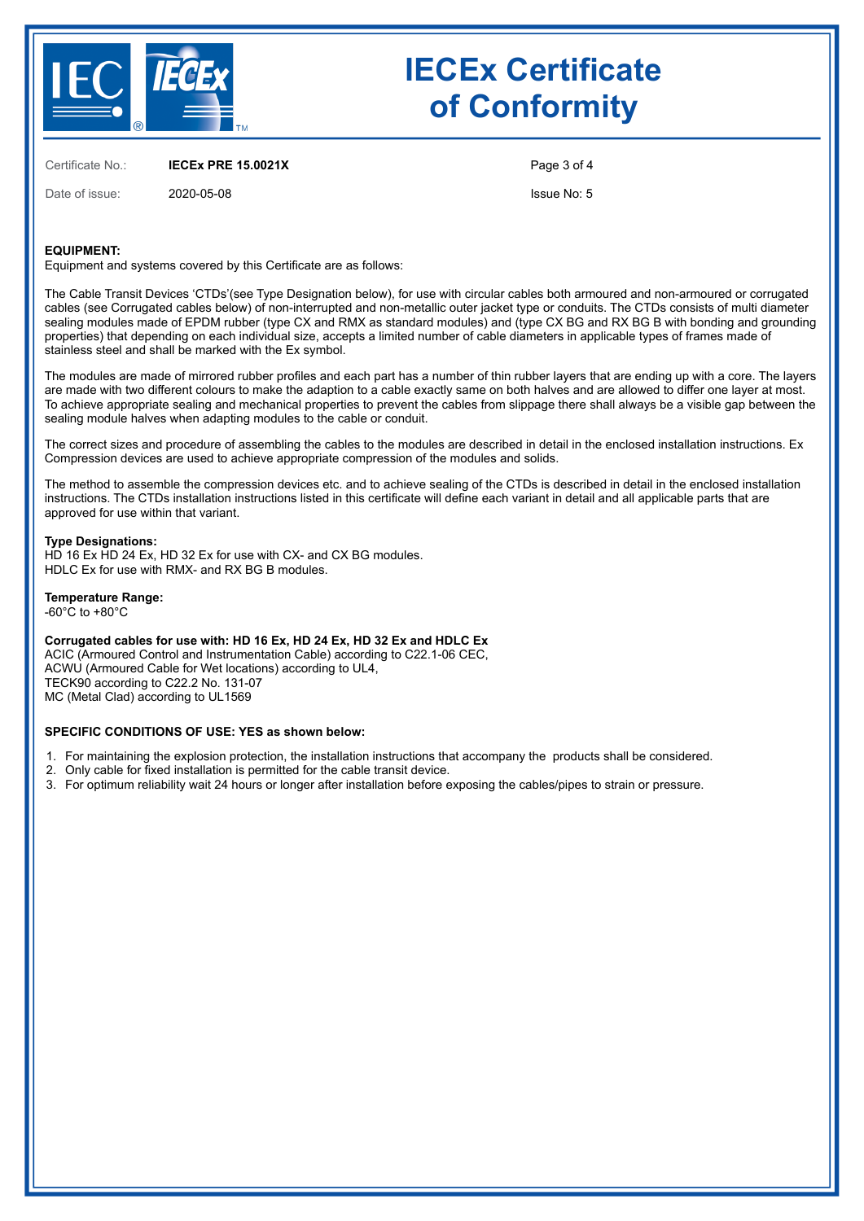# IECEx Certificate of Conformity

Certificate No.: **IECEx PRE 15.0021X**

Date of issue: 2020-05-08

Issue No: 5

**EQUIPMENT:**
Equipment and systems covered by this Certificate are as follows:

The Cable Transit Devices 'CTDs'(see Type Designation below), for use with circular cables both armoured and non-armoured or corrugated cables (see Corrugated cables below) of non-interrupted and non-metallic outer jacket type or conduits. The CTDs consists of multi diameter sealing modules made of EPDM rubber (type CX and RMX as standard modules) and (type CX BG and RX BG B with bonding and grounding properties) that depending on each individual size, accepts a limited number of cable diameters in applicable types of frames made of stainless steel and shall be marked with the Ex symbol.

The modules are made of mirrored rubber profiles and each part has a number of thin rubber layers that are ending up with a core. The layers are made with two different colours to make the adaption to a cable exactly same on both halves and are allowed to differ one layer at most. To achieve appropriate sealing and mechanical properties to prevent the cables from slippage there shall always be a visible gap between the sealing module halves when adapting modules to the cable or conduit.

The correct sizes and procedure of assembling the cables to the modules are described in detail in the enclosed installation instructions. Ex Compression devices are used to achieve appropriate compression of the modules and solids.

The method to assemble the compression devices etc. and to achieve sealing of the CTDs is described in detail in the enclosed installation instructions. The CTDs installation instructions listed in this certificate will define each variant in detail and all applicable parts that are approved for use within that variant.

**Type Designations:**
HD 16 Ex HD 24 Ex, HD 32 Ex for use with CX- and CX BG modules.
HDLC Ex for use with RMX- and RX BG B modules.

**Temperature Range:**
-60°C to +80°C

**Corrugated cables for use with: HD 16 Ex, HD 24 Ex, HD 32 Ex and HDLC Ex**
ACIC (Armoured Control and Instrumentation Cable) according to C22.1-06 CEC,
ACWU (Armoured Cable for Wet locations) according to UL4,
TECK90 according to C22.2 No. 131-07
MC (Metal Clad) according to UL1569

**SPECIFIC CONDITIONS OF USE: YES as shown below:**

1. For maintaining the explosion protection, the installation instructions that accompany the products shall be considered.
2. Only cable for fixed installation is permitted for the cable transit device.
3. For optimum reliability wait 24 hours or longer after installation before exposing the cables/pipes to strain or pressure.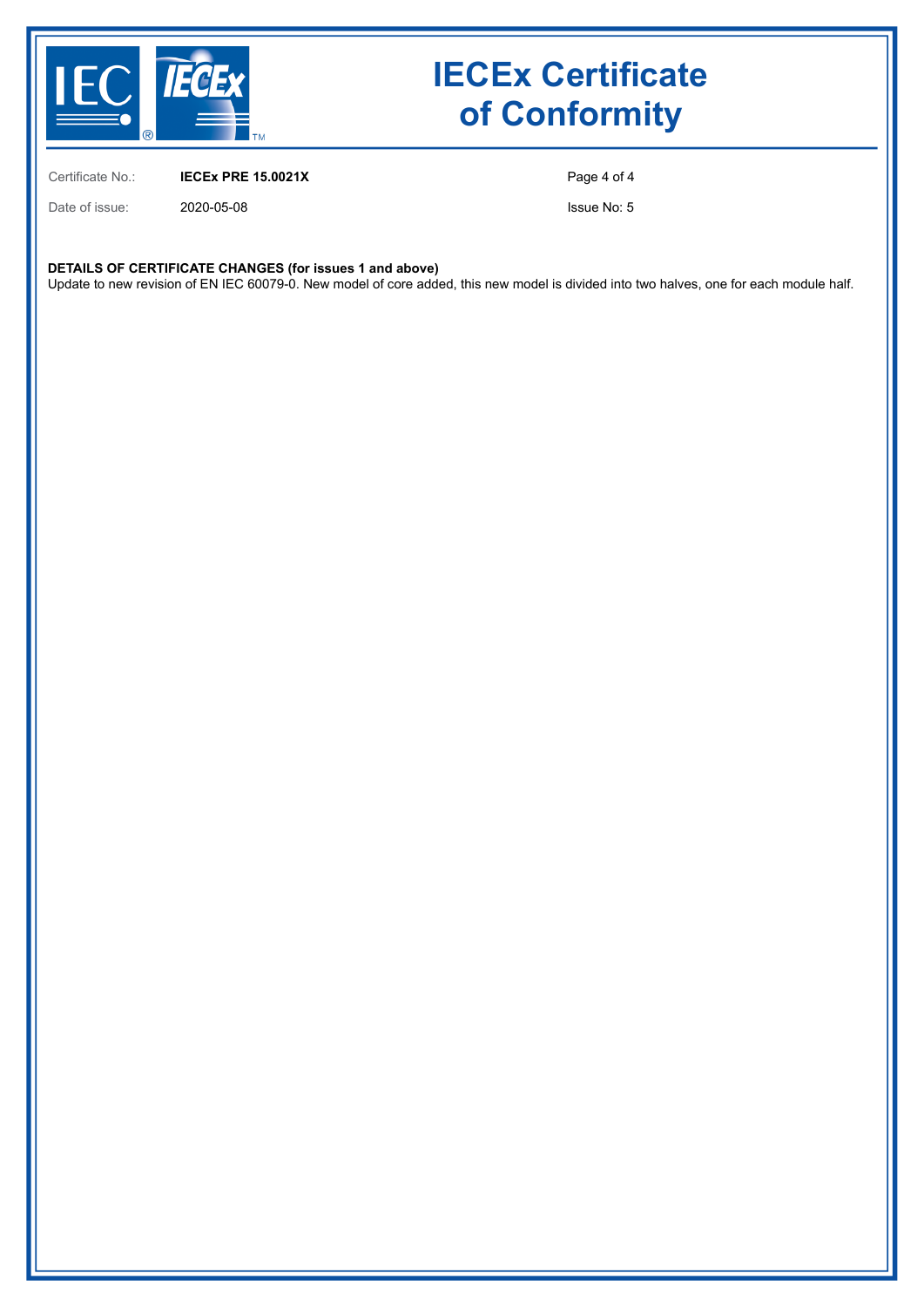# IECEx Certificate of Conformity

| | | | |
|---|---|---|---|
| Certificate No.: | **IECEx PRE 15.0021X** | | |
| Date of issue: | 2020-05-08 | Issue No: 5 | |

**DETAILS OF CERTIFICATE CHANGES (for issues 1 and above)**

Update to new revision of EN IEC 60079-0. New model of core added, this new model is divided into two halves, one for each module half.